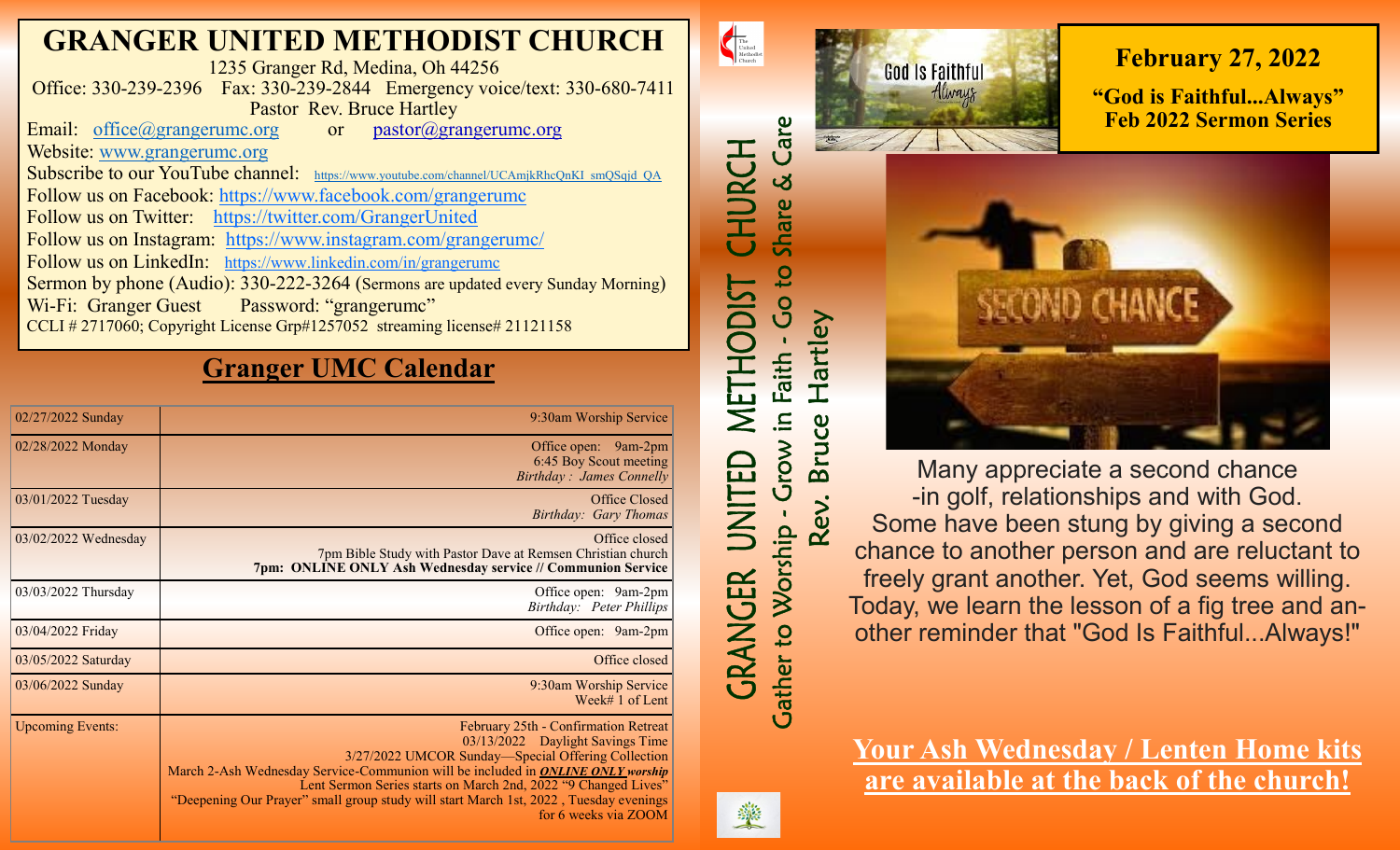# GRANGER UNITED METHODIST CHURCH

1235 Granger Rd, Medina, Oh 44256

Office: 330-239-2396 Fax: 330-239-2844 Emergency voice/text: 330-680-7411

Pastor Rev. Bruce Hartley

Email: office@grangerumc.org or pastor@grangerumc.org

Website: www.grangerumc.org

Subscribe to our YouTube channel: https://www.youtube.com/channel/UCAmjkRhcQnKI_smQSqjd_QA

Follow us on Facebook: https://www.facebook.com/grangerumc

Follow us on Twitter: https://twitter.com/GrangerUnited

Follow us on Instagram: https://www.instagram.com/grangerumc/

Follow us on LinkedIn: https://www.linkedin.com/in/grangerumc

Sermon by phone (Audio): 330-222-3264 (Sermons are updated every Sunday Morning)

Wi-Fi: Granger Guest Password: "grangerumc"

CCLI # 2717060; Copyright License Grp#1257052 streaming license# 21121158

## Granger UMC Calendar

| | |
|---|---|
| 02/27/2022 Sunday | 9:30am Worship Service |
| 02/28/2022 Monday | Office open: 9am-2pm<br>6:45 Boy Scout meeting<br>*Birthday : James Connelly* |
| 03/01/2022 Tuesday | Office Closed<br>*Birthday: Gary Thomas* |
| 03/02/2022 Wednesday | Office closed<br>7pm Bible Study with Pastor Dave at Remsen Christian church<br>**7pm: ONLINE ONLY Ash Wednesday service // Communion Service** |
| 03/03/2022 Thursday | Office open: 9am-2pm<br>*Birthday: Peter Phillips* |
| 03/04/2022 Friday | Office open: 9am-2pm |
| 03/05/2022 Saturday | Office closed |
| 03/06/2022 Sunday | 9:30am Worship Service<br>Week# 1 of Lent |
| Upcoming Events: | February 25th - Confirmation Retreat<br>03/13/2022 Daylight Savings Time<br>3/27/2022 UMCOR Sunday—Special Offering Collection<br>March 2-Ash Wednesday Service-Communion will be included in ***ONLINE ONLY worship***<br>Lent Sermon Series starts on March 2nd, 2022 "9 Changed Lives"<br>"Deepening Our Prayer" small group study will start March 1st, 2022 , Tuesday evenings for 6 weeks via ZOOM |

GRANGER UNITED METHODIST CHURCH

Gather to Worship - Grow in Faith - Go to Share & Care

Rev. Bruce Hartley

## February 27, 2022

**"God is Faithful...Always"**
**Feb 2022 Sermon Series**

Many appreciate a second chance -in golf, relationships and with God. Some have been stung by giving a second chance to another person and are reluctant to freely grant another. Yet, God seems willing. Today, we learn the lesson of a fig tree and another reminder that "God Is Faithful...Always!"

**Your Ash Wednesday / Lenten Home kits are available at the back of the church!**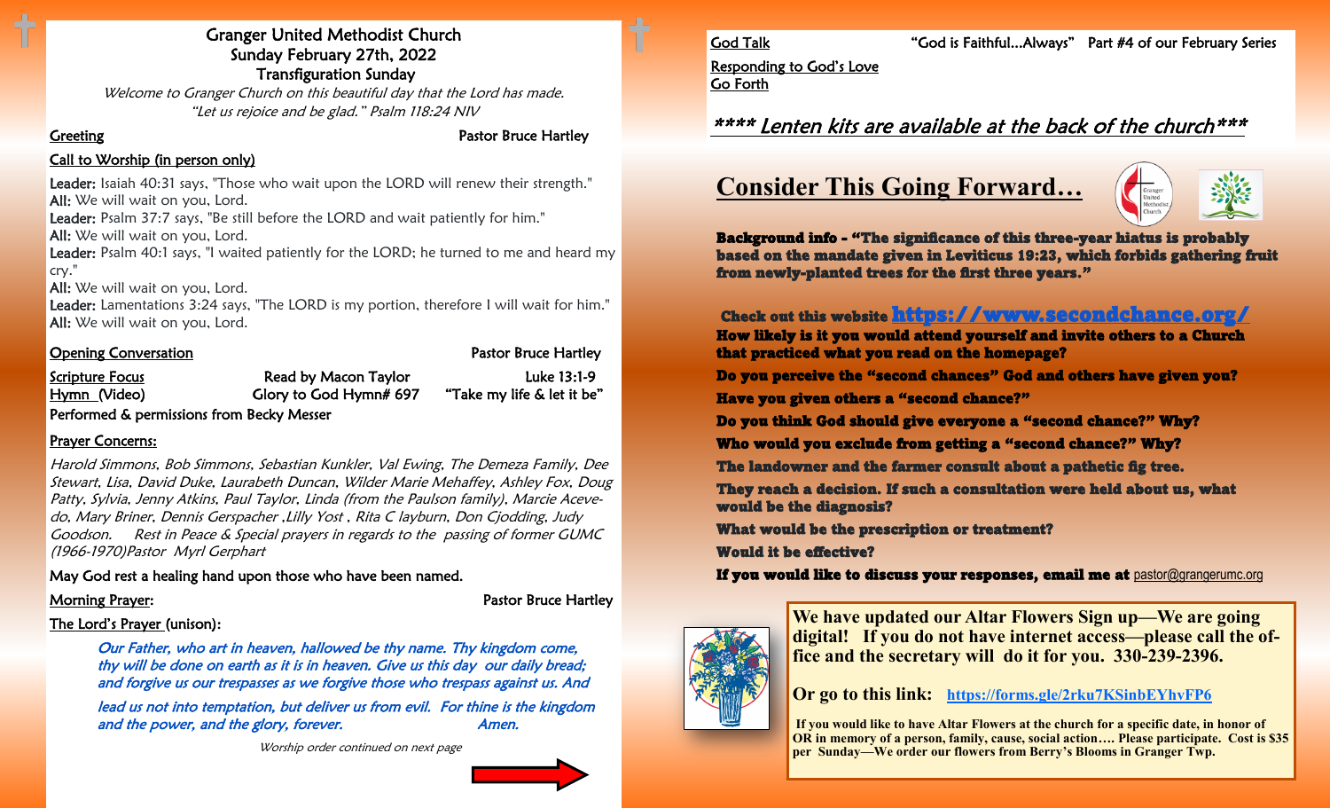# Granger United Methodist Church
## Sunday February 27th, 2022
## Transfiguration Sunday

*Welcome to Granger Church on this beautiful day that the Lord has made. "Let us rejoice and be glad." Psalm 118:24 NIV*

Greeting — Pastor Bruce Hartley

Call to Worship (in person only)

**Leader:** Isaiah 40:31 says, "Those who wait upon the LORD will renew their strength."
**All:** We will wait on you, Lord.
**Leader:** Psalm 37:7 says, "Be still before the LORD and wait patiently for him."
**All:** We will wait on you, Lord.
**Leader:** Psalm 40:1 says, "I waited patiently for the LORD; he turned to me and heard my cry."
**All:** We will wait on you, Lord.
**Leader:** Lamentations 3:24 says, "The LORD is my portion, therefore I will wait for him."
**All:** We will wait on you, Lord.

Opening Conversation — Pastor Bruce Hartley

Scripture Focus — Read by Macon Taylor — Luke 13:1-9

Hymn (Video) — Glory to God Hymn# 697 — "Take my life & let it be"

Performed & permissions from Becky Messer

Prayer Concerns:

*Harold Simmons, Bob Simmons, Sebastian Kunkler, Val Ewing, The Demeza Family, Dee Stewart, Lisa, David Duke, Laurabeth Duncan, Wilder Marie Mehaffey, Ashley Fox, Doug Patty, Sylvia, Jenny Atkins, Paul Taylor, Linda (from the Paulson family), Marcie Acevedo, Mary Briner, Dennis Gerspacher ,Lilly Yost , Rita C layburn, Don Cjodding, Judy Goodson. Rest in Peace & Special prayers in regards to the passing of former GUMC (1966-1970)Pastor Myrl Gerphart*

May God rest a healing hand upon those who have been named.

Morning Prayer: — Pastor Bruce Hartley

The Lord's Prayer (unison):

*Our Father, who art in heaven, hallowed be thy name. Thy kingdom come, thy will be done on earth as it is in heaven. Give us this day our daily bread; and forgive us our trespasses as we forgive those who trespass against us. And lead us not into temptation, but deliver us from evil. For thine is the kingdom and the power, and the glory, forever. Amen.*

*Worship order continued on next page*

God Talk — "God is Faithful…Always" Part #4 of our February Series

Responding to God's Love

Go Forth

*\*\*\*\* Lenten kits are available at the back of the church\*\*\**

# Consider This Going Forward…

**Background info - "The significance of this three-year hiatus is probably based on the mandate given in Leviticus 19:23, which forbids gathering fruit from newly-planted trees for the first three years."**

**Check out this website https://www.secondchance.org/**

**How likely is it you would attend yourself and invite others to a Church that practiced what you read on the homepage?**

**Do you perceive the "second chances" God and others have given you?**

**Have you given others a "second chance?"**

**Do you think God should give everyone a "second chance?" Why?**

**Who would you exclude from getting a "second chance?" Why?**

**The landowner and the farmer consult about a pathetic fig tree.**

**They reach a decision. If such a consultation were held about us, what would be the diagnosis?**

**What would be the prescription or treatment?**

**Would it be effective?**

**If you would like to discuss your responses, email me at** pastor@grangerumc.org

**We have updated our Altar Flowers Sign up—We are going digital! If you do not have internet access—please call the office and the secretary will do it for you. 330-239-2396.**

**Or go to this link: https://forms.gle/2rku7KSinbEYhvFP6**

**If you would like to have Altar Flowers at the church for a specific date, in honor of OR in memory of a person, family, cause, social action…. Please participate. Cost is $35 per Sunday—We order our flowers from Berry's Blooms in Granger Twp.**